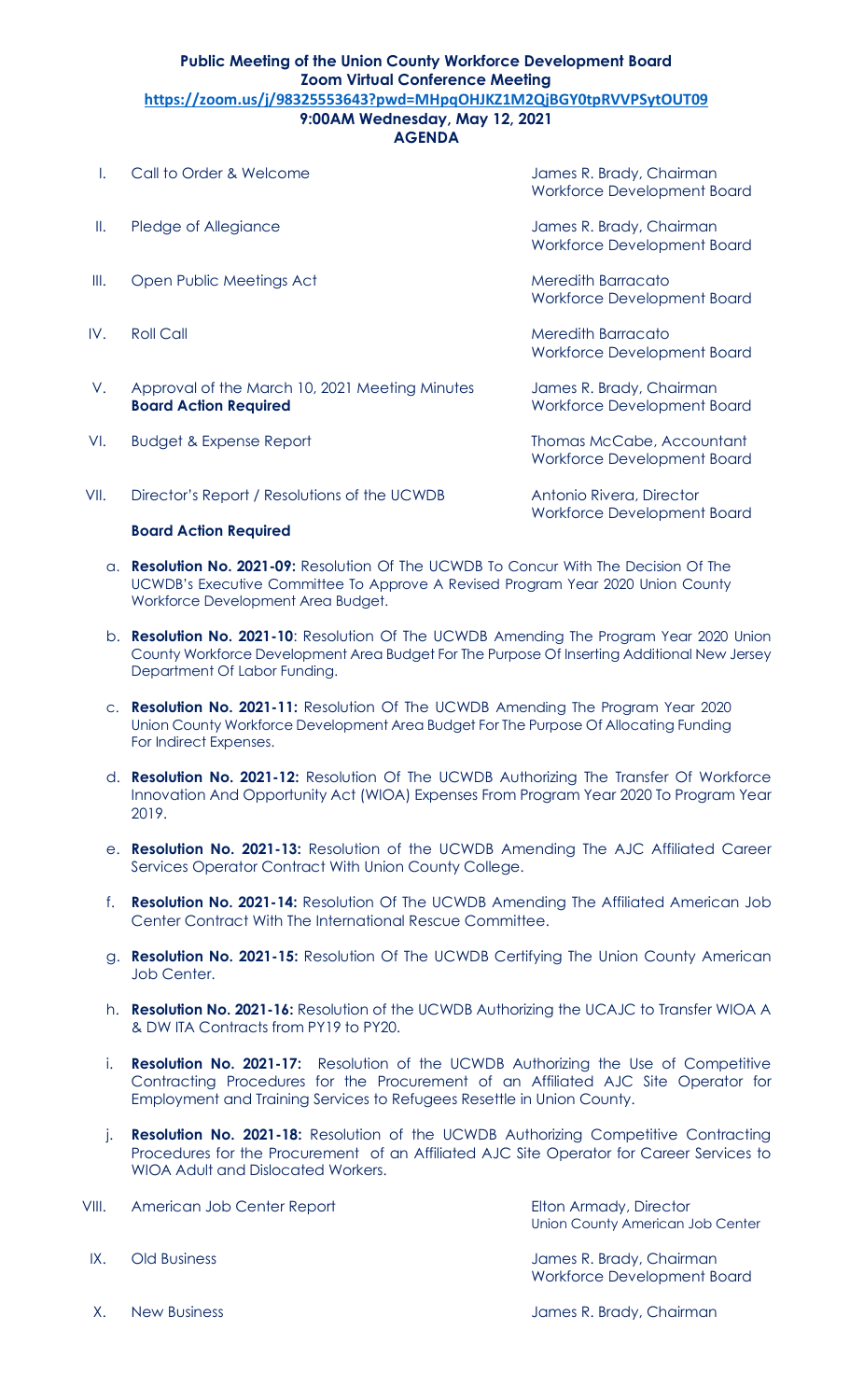**Public Meeting of the Union County Workforce Development Board**
**Zoom Virtual Conference Meeting**
**https://zoom.us/j/98325553643?pwd=MHpqOHJKZ1M2QjBGY0tpRVVPSytOUT09**
**9:00AM Wednesday, May 12, 2021**
**AGENDA**

I. Call to Order & Welcome — James R. Brady, Chairman, Workforce Development Board

II. Pledge of Allegiance — James R. Brady, Chairman, Workforce Development Board

III. Open Public Meetings Act — Meredith Barracato, Workforce Development Board

IV. Roll Call — Meredith Barracato, Workforce Development Board

V. Approval of the March 10, 2021 Meeting Minutes **Board Action Required** — James R. Brady, Chairman, Workforce Development Board

VI. Budget & Expense Report — Thomas McCabe, Accountant, Workforce Development Board

VII. Director's Report / Resolutions of the UCWDB — Antonio Rivera, Director, Workforce Development Board

**Board Action Required**

a. **Resolution No. 2021-09:** Resolution Of The UCWDB To Concur With The Decision Of The UCWDB's Executive Committee To Approve A Revised Program Year 2020 Union County Workforce Development Area Budget.

b. **Resolution No. 2021-10**: Resolution Of The UCWDB Amending The Program Year 2020 Union County Workforce Development Area Budget For The Purpose Of Inserting Additional New Jersey Department Of Labor Funding.

c. **Resolution No. 2021-11:** Resolution Of The UCWDB Amending The Program Year 2020 Union County Workforce Development Area Budget For The Purpose Of Allocating Funding For Indirect Expenses.

d. **Resolution No. 2021-12:** Resolution Of The UCWDB Authorizing The Transfer Of Workforce Innovation And Opportunity Act (WIOA) Expenses From Program Year 2020 To Program Year 2019.

e. **Resolution No. 2021-13:** Resolution of the UCWDB Amending The AJC Affiliated Career Services Operator Contract With Union County College.

f. **Resolution No. 2021-14:** Resolution Of The UCWDB Amending The Affiliated American Job Center Contract With The International Rescue Committee.

g. **Resolution No. 2021-15:** Resolution Of The UCWDB Certifying The Union County American Job Center.

h. **Resolution No. 2021-16:** Resolution of the UCWDB Authorizing the UCAJC to Transfer WIOA A & DW ITA Contracts from PY19 to PY20.

i. **Resolution No. 2021-17:** Resolution of the UCWDB Authorizing the Use of Competitive Contracting Procedures for the Procurement of an Affiliated AJC Site Operator for Employment and Training Services to Refugees Resettle in Union County.

j. **Resolution No. 2021-18:** Resolution of the UCWDB Authorizing Competitive Contracting Procedures for the Procurement of an Affiliated AJC Site Operator for Career Services to WIOA Adult and Dislocated Workers.

VIII. American Job Center Report — Elton Armady, Director, Union County American Job Center

IX. Old Business — James R. Brady, Chairman, Workforce Development Board

X. New Business — James R. Brady, Chairman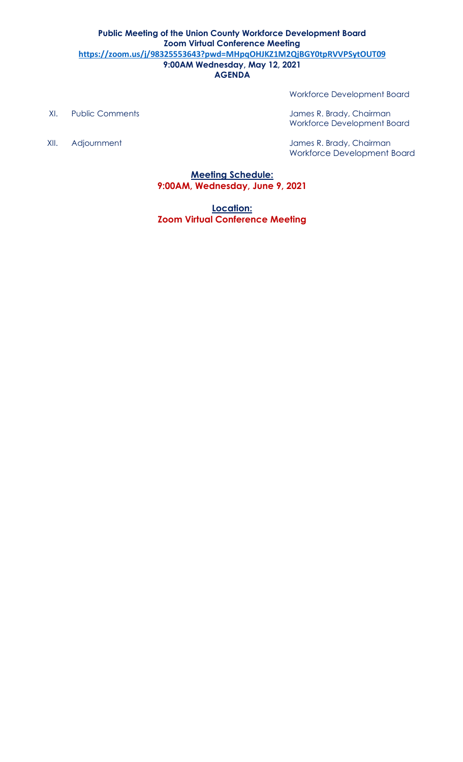**Public Meeting of the Union County Workforce Development Board**
**Zoom Virtual Conference Meeting**
**https://zoom.us/j/98325553643?pwd=MHpqOHJKZ1M2QjBGY0tpRVVPSytOUT09**
**9:00AM Wednesday, May 12, 2021**
**AGENDA**

Workforce Development Board

XI. Public Comments — James R. Brady, Chairman, Workforce Development Board

XII. Adjournment — James R. Brady, Chairman, Workforce Development Board

**Meeting Schedule:**
**9:00AM, Wednesday, June 9, 2021**

**Location:**
**Zoom Virtual Conference Meeting**